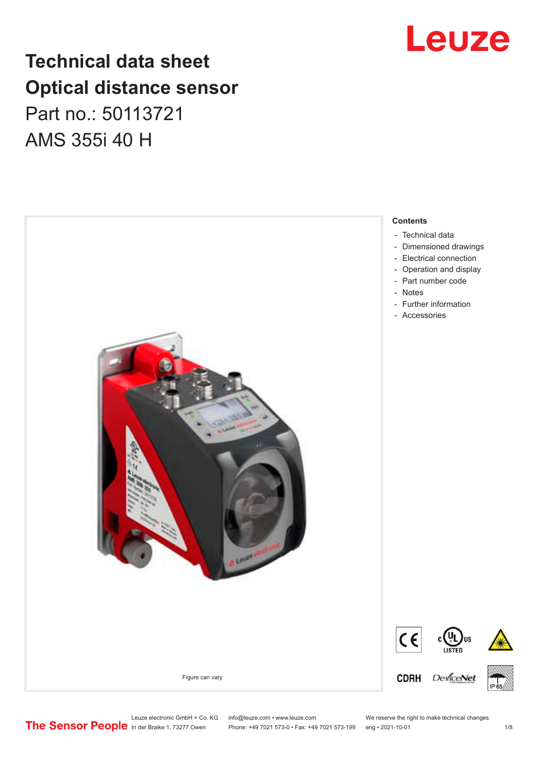# Technical data sheet
# Optical distance sensor
## Part no.: 50113721
## AMS 355i 40 H

Figure can vary

**Contents**

- Technical data
- Dimensioned drawings
- Electrical connection
- Operation and display
- Part number code
- Notes
- Further information
- Accessories

Leuze electronic GmbH + Co. KG
In der Braike 1, 73277 Owen

info@leuze.com • www.leuze.com
Phone: +49 7021 573-0 • Fax: +49 7021 573-199

We reserve the right to make technical changes
eng • 2021-10-01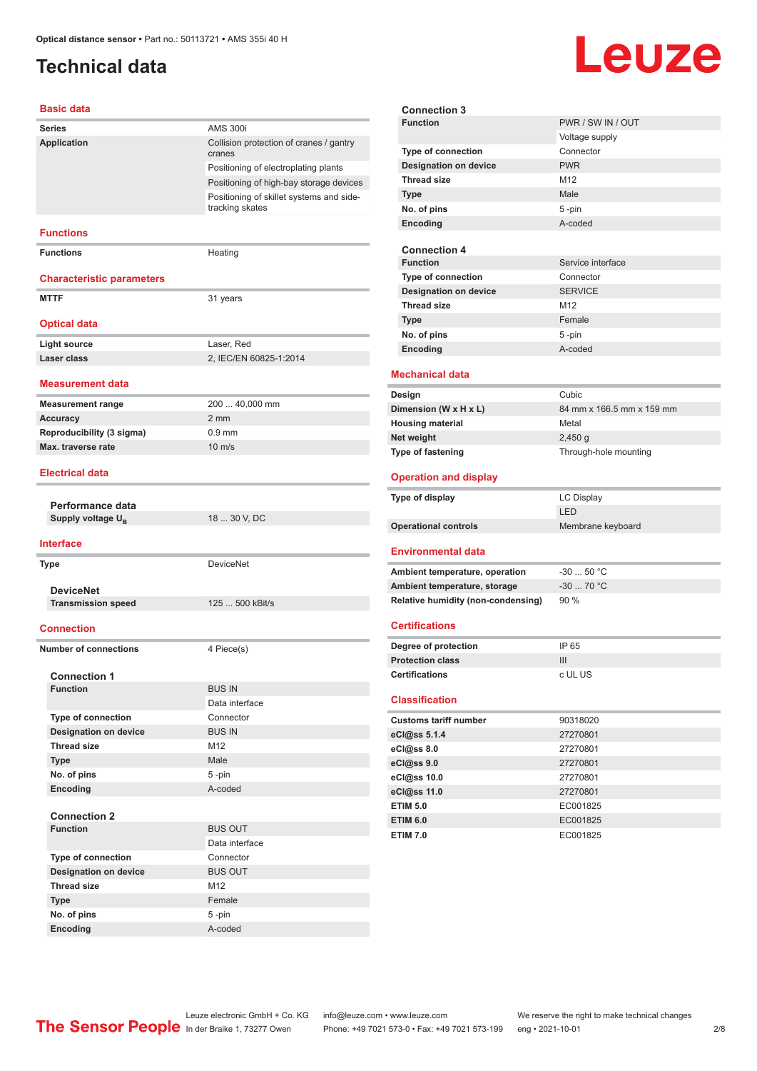# Technical data

## Basic data

| | |
|---|---|
| Series | AMS 300i |
| Application | Collision protection of cranes / gantry cranes |
| | Positioning of electroplating plants |
| | Positioning of high-bay storage devices |
| | Positioning of skillet systems and side-tracking skates |

## Functions

| | |
|---|---|
| Functions | Heating |

## Characteristic parameters

| | |
|---|---|
| MTTF | 31 years |

## Optical data

| | |
|---|---|
| Light source | Laser, Red |
| Laser class | 2, IEC/EN 60825-1:2014 |

## Measurement data

| | |
|---|---|
| Measurement range | 200 ... 40,000 mm |
| Accuracy | 2 mm |
| Reproducibility (3 sigma) | 0.9 mm |
| Max. traverse rate | 10 m/s |

## Electrical data

### Performance data

| | |
|---|---|
| Supply voltage $U_B$ | 18 ... 30 V, DC |

## Interface

| | |
|---|---|
| Type | DeviceNet |

### DeviceNet

| | |
|---|---|
| Transmission speed | 125 ... 500 kBit/s |

## Connection

| | |
|---|---|
| Number of connections | 4 Piece(s) |

### Connection 1

| | |
|---|---|
| Function | BUS IN |
| | Data interface |
| Type of connection | Connector |
| Designation on device | BUS IN |
| Thread size | M12 |
| Type | Male |
| No. of pins | 5 -pin |
| Encoding | A-coded |

### Connection 2

| | |
|---|---|
| Function | BUS OUT |
| | Data interface |
| Type of connection | Connector |
| Designation on device | BUS OUT |
| Thread size | M12 |
| Type | Female |
| No. of pins | 5 -pin |
| Encoding | A-coded |

### Connection 3

| | |
|---|---|
| Function | PWR / SW IN / OUT |
| | Voltage supply |
| Type of connection | Connector |
| Designation on device | PWR |
| Thread size | M12 |
| Type | Male |
| No. of pins | 5 -pin |
| Encoding | A-coded |

### Connection 4

| | |
|---|---|
| Function | Service interface |
| Type of connection | Connector |
| Designation on device | SERVICE |
| Thread size | M12 |
| Type | Female |
| No. of pins | 5 -pin |
| Encoding | A-coded |

## Mechanical data

| | |
|---|---|
| Design | Cubic |
| Dimension (W x H x L) | 84 mm x 166.5 mm x 159 mm |
| Housing material | Metal |
| Net weight | 2,450 g |
| Type of fastening | Through-hole mounting |

## Operation and display

| | |
|---|---|
| Type of display | LC Display |
| | LED |
| Operational controls | Membrane keyboard |

## Environmental data

| | |
|---|---|
| Ambient temperature, operation | -30 ... 50 °C |
| Ambient temperature, storage | -30 ... 70 °C |
| Relative humidity (non-condensing) | 90 % |

## Certifications

| | |
|---|---|
| Degree of protection | IP 65 |
| Protection class | III |
| Certifications | c UL US |

## Classification

| | |
|---|---|
| Customs tariff number | 90318020 |
| eCl@ss 5.1.4 | 27270801 |
| eCl@ss 8.0 | 27270801 |
| eCl@ss 9.0 | 27270801 |
| eCl@ss 10.0 | 27270801 |
| eCl@ss 11.0 | 27270801 |
| ETIM 5.0 | EC001825 |
| ETIM 6.0 | EC001825 |
| ETIM 7.0 | EC001825 |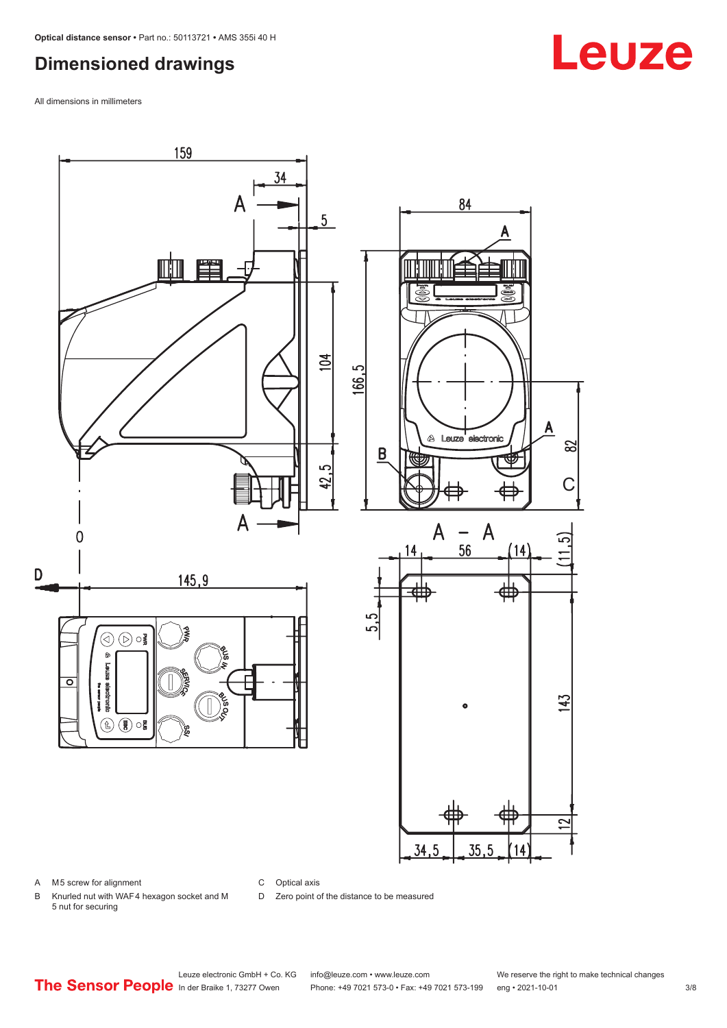## Dimensioned drawings

All dimensions in millimeters

A M5 screw for alignment

B Knurled nut with WAF4 hexagon socket and M 5 nut for securing

C Optical axis

D Zero point of the distance to be measured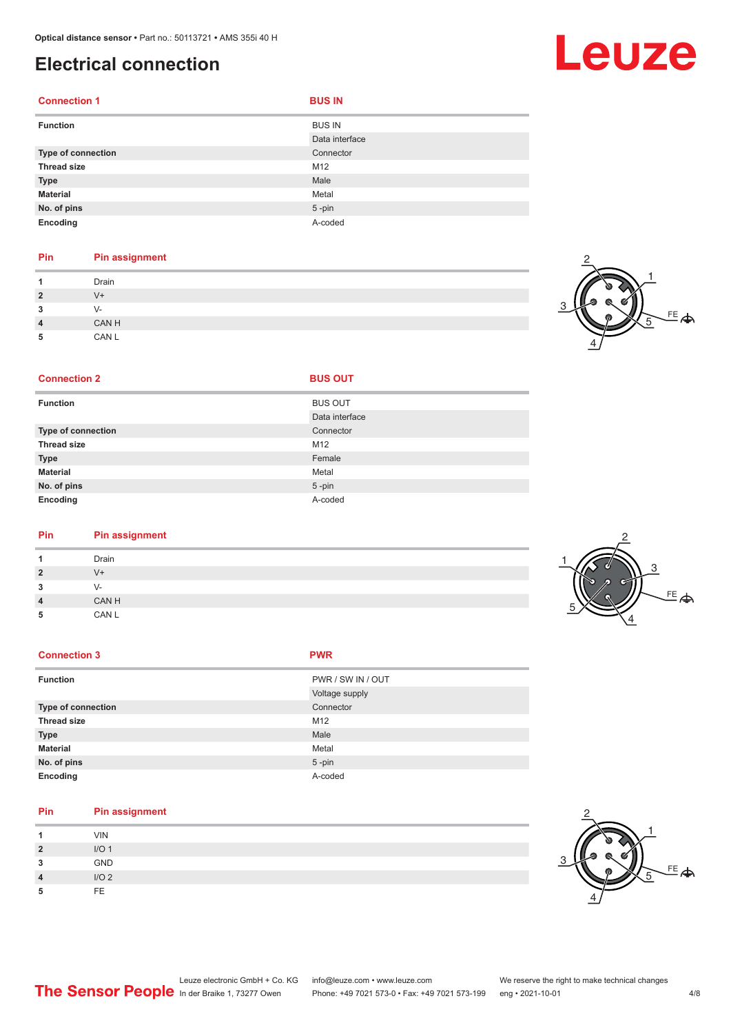# Electrical connection

| Connection 1 | BUS IN |
|---|---|
| **Function** | BUS IN |
| | Data interface |
| **Type of connection** | Connector |
| **Thread size** | M12 |
| **Type** | Male |
| **Material** | Metal |
| **No. of pins** | 5 -pin |
| **Encoding** | A-coded |

| Pin | Pin assignment |
|---|---|
| **1** | Drain |
| **2** | V+ |
| **3** | V- |
| **4** | CAN H |
| **5** | CAN L |

| Connection 2 | BUS OUT |
|---|---|
| **Function** | BUS OUT |
| | Data interface |
| **Type of connection** | Connector |
| **Thread size** | M12 |
| **Type** | Female |
| **Material** | Metal |
| **No. of pins** | 5 -pin |
| **Encoding** | A-coded |

| Pin | Pin assignment |
|---|---|
| **1** | Drain |
| **2** | V+ |
| **3** | V- |
| **4** | CAN H |
| **5** | CAN L |

| Connection 3 | PWR |
|---|---|
| **Function** | PWR / SW IN / OUT |
| | Voltage supply |
| **Type of connection** | Connector |
| **Thread size** | M12 |
| **Type** | Male |
| **Material** | Metal |
| **No. of pins** | 5 -pin |
| **Encoding** | A-coded |

| Pin | Pin assignment |
|---|---|
| **1** | VIN |
| **2** | I/O 1 |
| **3** | GND |
| **4** | I/O 2 |
| **5** | FE |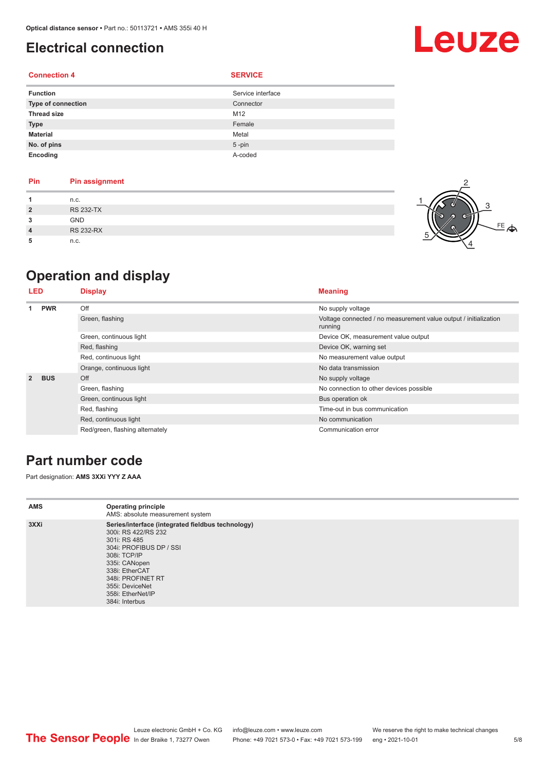# Electrical connection

| Connection 4 | SERVICE |
|---|---|
| **Function** | Service interface |
| **Type of connection** | Connector |
| **Thread size** | M12 |
| **Type** | Female |
| **Material** | Metal |
| **No. of pins** | 5 -pin |
| **Encoding** | A-coded |

| Pin | Pin assignment |
|---|---|
| **1** | n.c. |
| **2** | RS 232-TX |
| **3** | GND |
| **4** | RS 232-RX |
| **5** | n.c. |

# Operation and display

| LED | | Display | Meaning |
|---|---|---|---|
| **1** | **PWR** | Off | No supply voltage |
| | | Green, flashing | Voltage connected / no measurement value output / initialization running |
| | | Green, continuous light | Device OK, measurement value output |
| | | Red, flashing | Device OK, warning set |
| | | Red, continuous light | No measurement value output |
| | | Orange, continuous light | No data transmission |
| **2** | **BUS** | Off | No supply voltage |
| | | Green, flashing | No connection to other devices possible |
| | | Green, continuous light | Bus operation ok |
| | | Red, flashing | Time-out in bus communication |
| | | Red, continuous light | No communication |
| | | Red/green, flashing alternately | Communication error |

# Part number code

Part designation: **AMS 3XXi YYY Z AAA**

| | |
|---|---|
| **AMS** | **Operating principle**<br>AMS: absolute measurement system |
| **3XXi** | **Series/interface (integrated fieldbus technology)**<br>300i: RS 422/RS 232<br>301i: RS 485<br>304i: PROFIBUS DP / SSI<br>308i: TCP/IP<br>335i: CANopen<br>338i: EtherCAT<br>348i: PROFINET RT<br>355i: DeviceNet<br>358i: EtherNet/IP<br>384i: Interbus |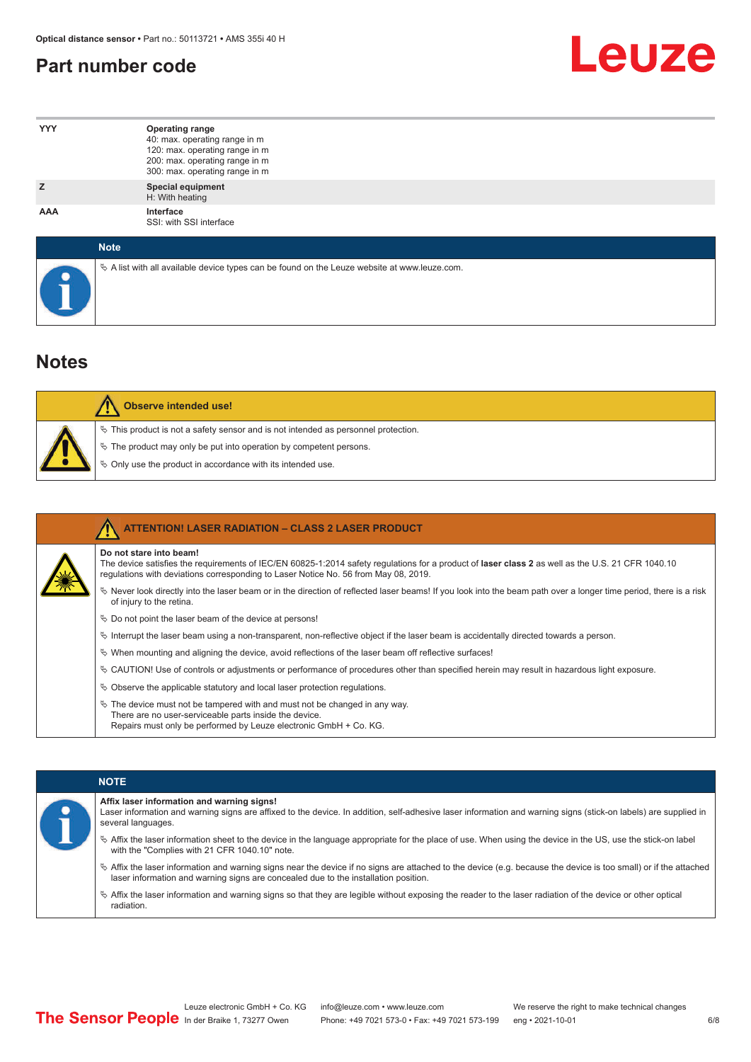## Part number code

| | |
|---|---|
| YYY | **Operating range**<br>40: max. operating range in m<br>120: max. operating range in m<br>200: max. operating range in m<br>300: max. operating range in m |
| Z | **Special equipment**<br>H: With heating |
| AAA | **Interface**<br>SSI: with SSI interface |

**Note**

- A list with all available device types can be found on the Leuze website at www.leuze.com.

## Notes

**Observe intended use!**

- This product is not a safety sensor and is not intended as personnel protection.
- The product may only be put into operation by competent persons.
- Only use the product in accordance with its intended use.

**ATTENTION! LASER RADIATION – CLASS 2 LASER PRODUCT**

**Do not stare into beam!**
The device satisfies the requirements of IEC/EN 60825-1:2014 safety regulations for a product of **laser class 2** as well as the U.S. 21 CFR 1040.10 regulations with deviations corresponding to Laser Notice No. 56 from May 08, 2019.

- Never look directly into the laser beam or in the direction of reflected laser beams! If you look into the beam path over a longer time period, there is a risk of injury to the retina.
- Do not point the laser beam of the device at persons!
- Interrupt the laser beam using a non-transparent, non-reflective object if the laser beam is accidentally directed towards a person.
- When mounting and aligning the device, avoid reflections of the laser beam off reflective surfaces!
- CAUTION! Use of controls or adjustments or performance of procedures other than specified herein may result in hazardous light exposure.
- Observe the applicable statutory and local laser protection regulations.
- The device must not be tampered with and must not be changed in any way.
  There are no user-serviceable parts inside the device.
  Repairs must only be performed by Leuze electronic GmbH + Co. KG.

**NOTE**

**Affix laser information and warning signs!**
Laser information and warning signs are affixed to the device. In addition, self-adhesive laser information and warning signs (stick-on labels) are supplied in several languages.

- Affix the laser information sheet to the device in the language appropriate for the place of use. When using the device in the US, use the stick-on label with the "Complies with 21 CFR 1040.10" note.
- Affix the laser information and warning signs near the device if no signs are attached to the device (e.g. because the device is too small) or if the attached laser information and warning signs are concealed due to the installation position.
- Affix the laser information and warning signs so that they are legible without exposing the reader to the laser radiation of the device or other optical radiation.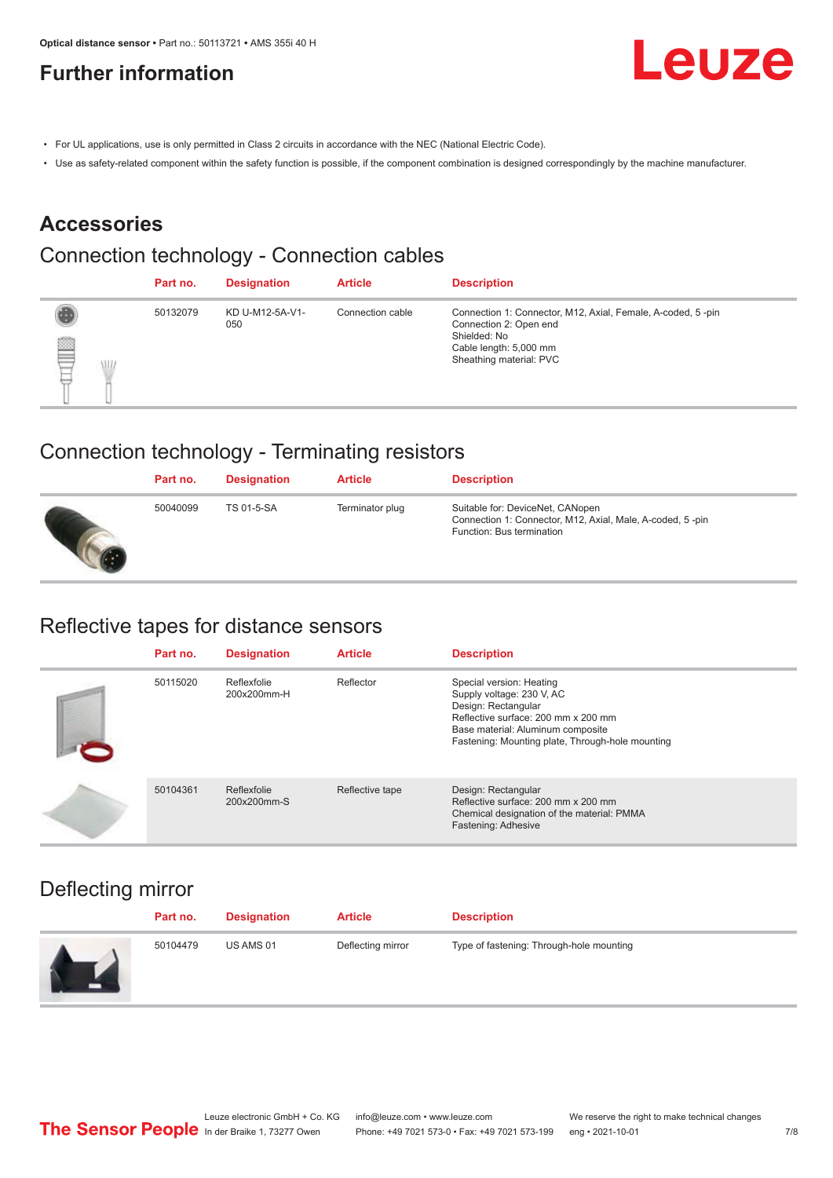## Further information

- For UL applications, use is only permitted in Class 2 circuits in accordance with the NEC (National Electric Code).
- Use as safety-related component within the safety function is possible, if the component combination is designed correspondingly by the machine manufacturer.

# Accessories

## Connection technology - Connection cables

| | Part no. | Designation | Article | Description |
|---|---|---|---|---|
| | 50132079 | KD U-M12-5A-V1-050 | Connection cable | Connection 1: Connector, M12, Axial, Female, A-coded, 5 -pin<br>Connection 2: Open end<br>Shielded: No<br>Cable length: 5,000 mm<br>Sheathing material: PVC |

## Connection technology - Terminating resistors

| | Part no. | Designation | Article | Description |
|---|---|---|---|---|
| | 50040099 | TS 01-5-SA | Terminator plug | Suitable for: DeviceNet, CANopen<br>Connection 1: Connector, M12, Axial, Male, A-coded, 5 -pin<br>Function: Bus termination |

## Reflective tapes for distance sensors

| | Part no. | Designation | Article | Description |
|---|---|---|---|---|
| | 50115020 | Reflexfolie 200x200mm-H | Reflector | Special version: Heating<br>Supply voltage: 230 V, AC<br>Design: Rectangular<br>Reflective surface: 200 mm x 200 mm<br>Base material: Aluminum composite<br>Fastening: Mounting plate, Through-hole mounting |
| | 50104361 | Reflexfolie 200x200mm-S | Reflective tape | Design: Rectangular<br>Reflective surface: 200 mm x 200 mm<br>Chemical designation of the material: PMMA<br>Fastening: Adhesive |

## Deflecting mirror

| | Part no. | Designation | Article | Description |
|---|---|---|---|---|
| | 50104479 | US AMS 01 | Deflecting mirror | Type of fastening: Through-hole mounting |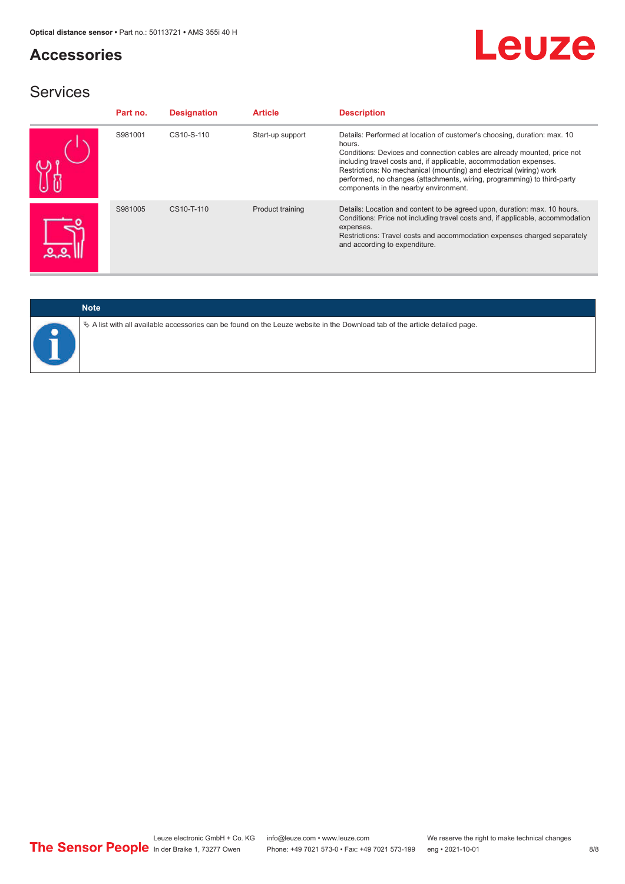## Accessories

### Services

| | Part no. | Designation | Article | Description |
|---|---|---|---|---|
| | S981001 | CS10-S-110 | Start-up support | Details: Performed at location of customer's choosing, duration: max. 10 hours.<br>Conditions: Devices and connection cables are already mounted, price not including travel costs and, if applicable, accommodation expenses.<br>Restrictions: No mechanical (mounting) and electrical (wiring) work performed, no changes (attachments, wiring, programming) to third-party components in the nearby environment. |
| | S981005 | CS10-T-110 | Product training | Details: Location and content to be agreed upon, duration: max. 10 hours.<br>Conditions: Price not including travel costs and, if applicable, accommodation expenses.<br>Restrictions: Travel costs and accommodation expenses charged separately and according to expenditure. |

**Note**

↳ A list with all available accessories can be found on the Leuze website in the Download tab of the article detailed page.